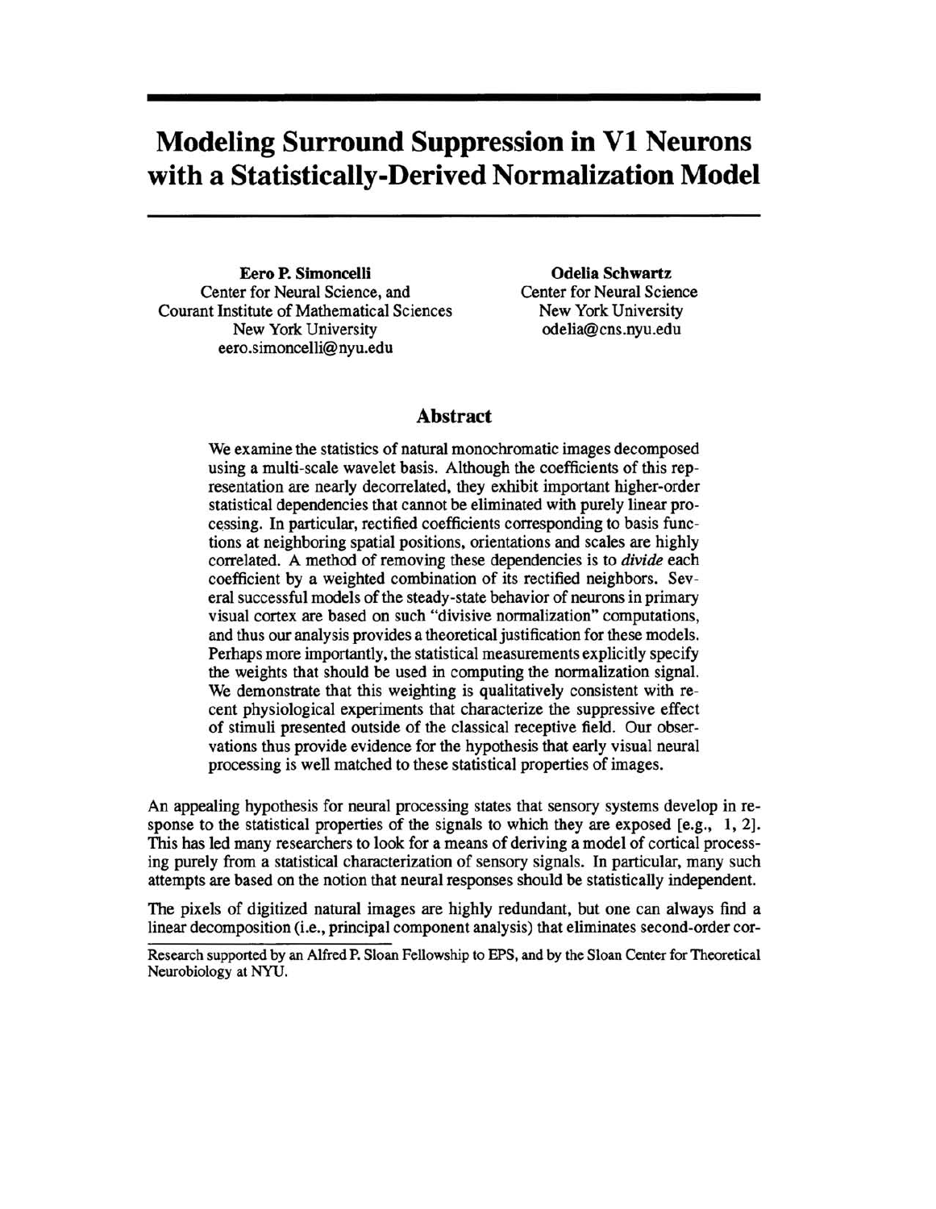# Modeling Surround Suppression in V1 Neurons with a Statistically-Derived Normalization Model

**Eero P. Simoncelli**
Center for Neural Science, and
Courant Institute of Mathematical Sciences
New York University
eero.simoncelli@nyu.edu

**Odelia Schwartz**
Center for Neural Science
New York University
odelia@cns.nyu.edu

## Abstract

We examine the statistics of natural monochromatic images decomposed using a multi-scale wavelet basis. Although the coefficients of this representation are nearly decorrelated, they exhibit important higher-order statistical dependencies that cannot be eliminated with purely linear processing. In particular, rectified coefficients corresponding to basis functions at neighboring spatial positions, orientations and scales are highly correlated. A method of removing these dependencies is to *divide* each coefficient by a weighted combination of its rectified neighbors. Several successful models of the steady-state behavior of neurons in primary visual cortex are based on such "divisive normalization" computations, and thus our analysis provides a theoretical justification for these models. Perhaps more importantly, the statistical measurements explicitly specify the weights that should be used in computing the normalization signal. We demonstrate that this weighting is qualitatively consistent with recent physiological experiments that characterize the suppressive effect of stimuli presented outside of the classical receptive field. Our observations thus provide evidence for the hypothesis that early visual neural processing is well matched to these statistical properties of images.

An appealing hypothesis for neural processing states that sensory systems develop in response to the statistical properties of the signals to which they are exposed [e.g., 1, 2]. This has led many researchers to look for a means of deriving a model of cortical processing purely from a statistical characterization of sensory signals. In particular, many such attempts are based on the notion that neural responses should be statistically independent.

The pixels of digitized natural images are highly redundant, but one can always find a linear decomposition (i.e., principal component analysis) that eliminates second-order cor-

Research supported by an Alfred P. Sloan Fellowship to EPS, and by the Sloan Center for Theoretical Neurobiology at NYU.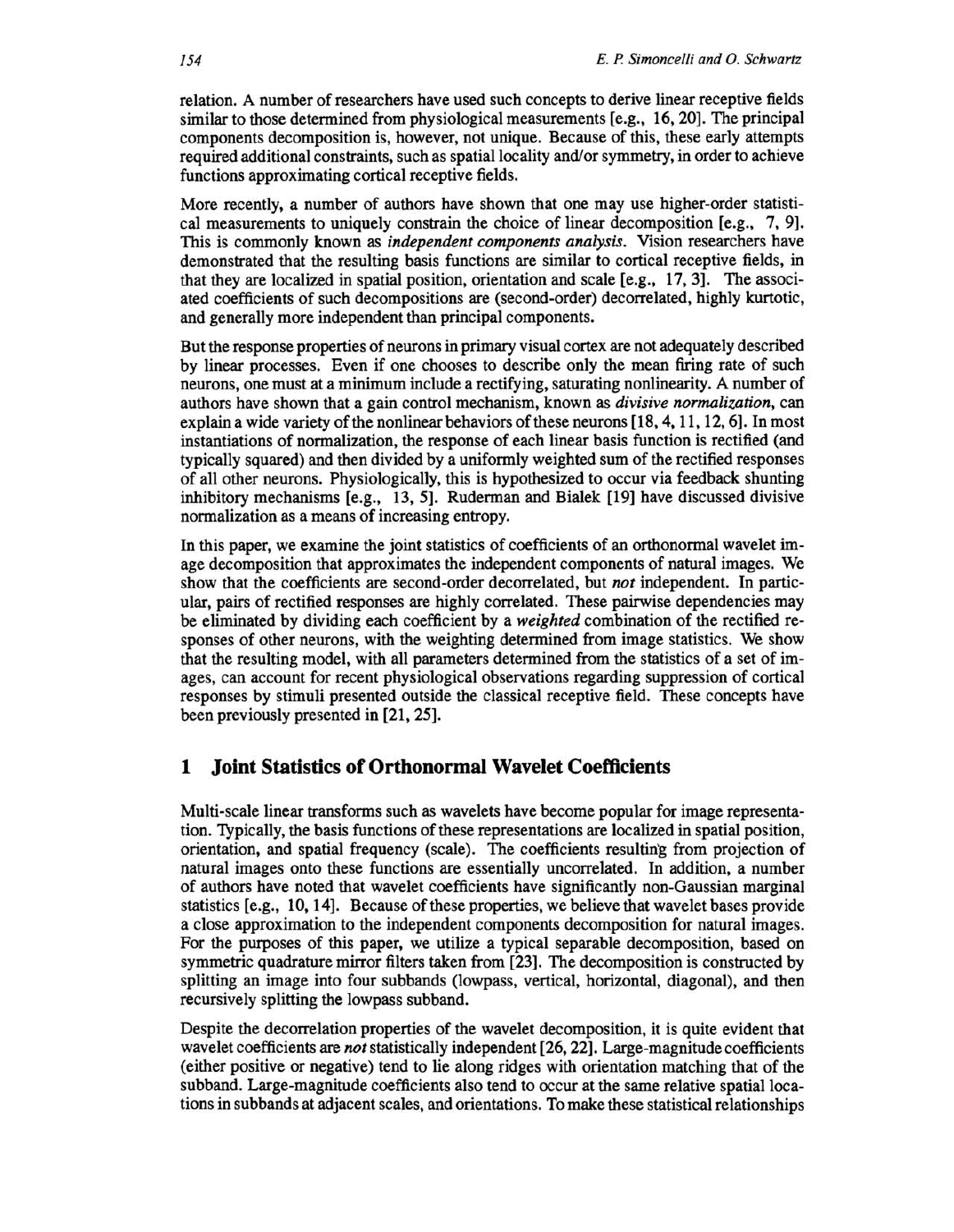relation. A number of researchers have used such concepts to derive linear receptive fields similar to those determined from physiological measurements [e.g., 16, 20]. The principal components decomposition is, however, not unique. Because of this, these early attempts required additional constraints, such as spatial locality and/or symmetry, in order to achieve functions approximating cortical receptive fields.

More recently, a number of authors have shown that one may use higher-order statistical measurements to uniquely constrain the choice of linear decomposition [e.g., 7, 9]. This is commonly known as *independent components analysis*. Vision researchers have demonstrated that the resulting basis functions are similar to cortical receptive fields, in that they are localized in spatial position, orientation and scale [e.g., 17, 3]. The associated coefficients of such decompositions are (second-order) decorrelated, highly kurtotic, and generally more independent than principal components.

But the response properties of neurons in primary visual cortex are not adequately described by linear processes. Even if one chooses to describe only the mean firing rate of such neurons, one must at a minimum include a rectifying, saturating nonlinearity. A number of authors have shown that a gain control mechanism, known as *divisive normalization*, can explain a wide variety of the nonlinear behaviors of these neurons [18, 4, 11, 12, 6]. In most instantiations of normalization, the response of each linear basis function is rectified (and typically squared) and then divided by a uniformly weighted sum of the rectified responses of all other neurons. Physiologically, this is hypothesized to occur via feedback shunting inhibitory mechanisms [e.g., 13, 5]. Ruderman and Bialek [19] have discussed divisive normalization as a means of increasing entropy.

In this paper, we examine the joint statistics of coefficients of an orthonormal wavelet image decomposition that approximates the independent components of natural images. We show that the coefficients are second-order decorrelated, but *not* independent. In particular, pairs of rectified responses are highly correlated. These pairwise dependencies may be eliminated by dividing each coefficient by a *weighted* combination of the rectified responses of other neurons, with the weighting determined from image statistics. We show that the resulting model, with all parameters determined from the statistics of a set of images, can account for recent physiological observations regarding suppression of cortical responses by stimuli presented outside the classical receptive field. These concepts have been previously presented in [21, 25].

## 1 Joint Statistics of Orthonormal Wavelet Coefficients

Multi-scale linear transforms such as wavelets have become popular for image representation. Typically, the basis functions of these representations are localized in spatial position, orientation, and spatial frequency (scale). The coefficients resulting from projection of natural images onto these functions are essentially uncorrelated. In addition, a number of authors have noted that wavelet coefficients have significantly non-Gaussian marginal statistics [e.g., 10, 14]. Because of these properties, we believe that wavelet bases provide a close approximation to the independent components decomposition for natural images. For the purposes of this paper, we utilize a typical separable decomposition, based on symmetric quadrature mirror filters taken from [23]. The decomposition is constructed by splitting an image into four subbands (lowpass, vertical, horizontal, diagonal), and then recursively splitting the lowpass subband.

Despite the decorrelation properties of the wavelet decomposition, it is quite evident that wavelet coefficients are *not* statistically independent [26, 22]. Large-magnitude coefficients (either positive or negative) tend to lie along ridges with orientation matching that of the subband. Large-magnitude coefficients also tend to occur at the same relative spatial locations in subbands at adjacent scales, and orientations. To make these statistical relationships